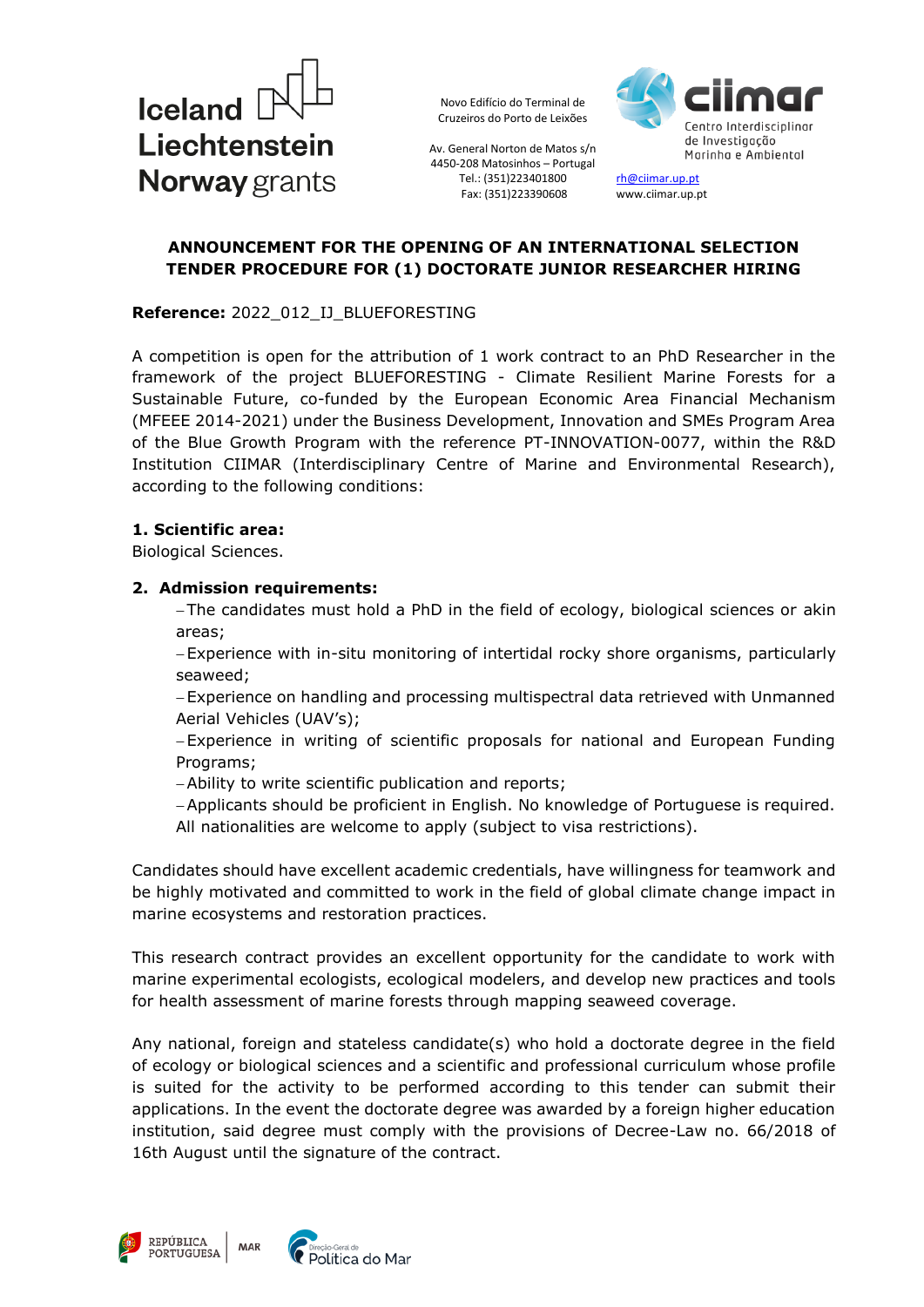Novo Edifício do Terminal de Cruzeiros do Porto de Leixões

Av. General Norton de Matos s/n
4450-208 Matosinhos – Portugal
Tel.: (351)223401800
Fax: (351)223390608

rh@ciimar.up.pt
www.ciimar.up.pt

**ANNOUNCEMENT FOR THE OPENING OF AN INTERNATIONAL SELECTION TENDER PROCEDURE FOR (1) DOCTORATE JUNIOR RESEARCHER HIRING**

**Reference:** 2022_012_IJ_BLUEFORESTING

A competition is open for the attribution of 1 work contract to an PhD Researcher in the framework of the project BLUEFORESTING - Climate Resilient Marine Forests for a Sustainable Future, co-funded by the European Economic Area Financial Mechanism (MFEEE 2014-2021) under the Business Development, Innovation and SMEs Program Area of the Blue Growth Program with the reference PT-INNOVATION-0077, within the R&D Institution CIIMAR (Interdisciplinary Centre of Marine and Environmental Research), according to the following conditions:

**1. Scientific area:**
Biological Sciences.

**2. Admission requirements:**

- The candidates must hold a PhD in the field of ecology, biological sciences or akin areas;
- Experience with in-situ monitoring of intertidal rocky shore organisms, particularly seaweed;
- Experience on handling and processing multispectral data retrieved with Unmanned Aerial Vehicles (UAV's);
- Experience in writing of scientific proposals for national and European Funding Programs;
- Ability to write scientific publication and reports;
- Applicants should be proficient in English. No knowledge of Portuguese is required. All nationalities are welcome to apply (subject to visa restrictions).

Candidates should have excellent academic credentials, have willingness for teamwork and be highly motivated and committed to work in the field of global climate change impact in marine ecosystems and restoration practices.

This research contract provides an excellent opportunity for the candidate to work with marine experimental ecologists, ecological modelers, and develop new practices and tools for health assessment of marine forests through mapping seaweed coverage.

Any national, foreign and stateless candidate(s) who hold a doctorate degree in the field of ecology or biological sciences and a scientific and professional curriculum whose profile is suited for the activity to be performed according to this tender can submit their applications. In the event the doctorate degree was awarded by a foreign higher education institution, said degree must comply with the provisions of Decree-Law no. 66/2018 of 16th August until the signature of the contract.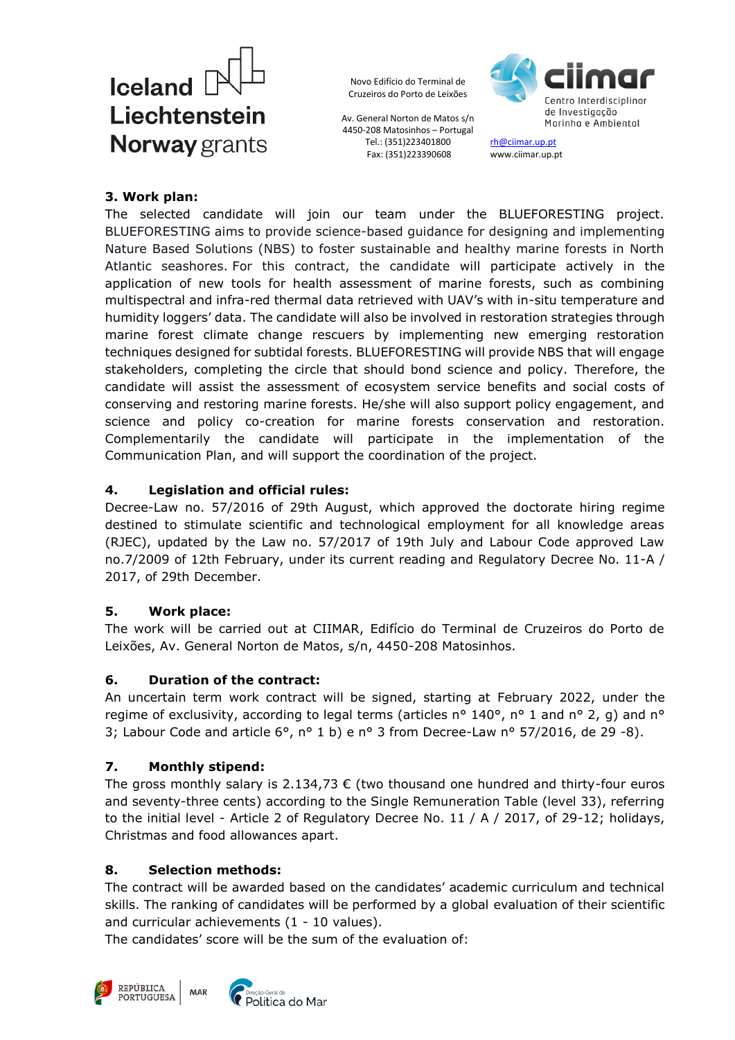### 3. Work plan:

The selected candidate will join our team under the BLUEFORESTING project. BLUEFORESTING aims to provide science-based guidance for designing and implementing Nature Based Solutions (NBS) to foster sustainable and healthy marine forests in North Atlantic seashores. For this contract, the candidate will participate actively in the application of new tools for health assessment of marine forests, such as combining multispectral and infra-red thermal data retrieved with UAV's with in-situ temperature and humidity loggers' data. The candidate will also be involved in restoration strategies through marine forest climate change rescuers by implementing new emerging restoration techniques designed for subtidal forests. BLUEFORESTING will provide NBS that will engage stakeholders, completing the circle that should bond science and policy. Therefore, the candidate will assist the assessment of ecosystem service benefits and social costs of conserving and restoring marine forests. He/she will also support policy engagement, and science and policy co-creation for marine forests conservation and restoration. Complementarily the candidate will participate in the implementation of the Communication Plan, and will support the coordination of the project.

### 4. Legislation and official rules:

Decree-Law no. 57/2016 of 29th August, which approved the doctorate hiring regime destined to stimulate scientific and technological employment for all knowledge areas (RJEC), updated by the Law no. 57/2017 of 19th July and Labour Code approved Law no.7/2009 of 12th February, under its current reading and Regulatory Decree No. 11-A / 2017, of 29th December.

### 5. Work place:

The work will be carried out at CIIMAR, Edifício do Terminal de Cruzeiros do Porto de Leixões, Av. General Norton de Matos, s/n, 4450-208 Matosinhos.

### 6. Duration of the contract:

An uncertain term work contract will be signed, starting at February 2022, under the regime of exclusivity, according to legal terms (articles n° 140°, n° 1 and n° 2, g) and n° 3; Labour Code and article 6°, n° 1 b) e n° 3 from Decree-Law n° 57/2016, de 29 -8).

### 7. Monthly stipend:

The gross monthly salary is 2.134,73 € (two thousand one hundred and thirty-four euros and seventy-three cents) according to the Single Remuneration Table (level 33), referring to the initial level - Article 2 of Regulatory Decree No. 11 / A / 2017, of 29-12; holidays, Christmas and food allowances apart.

### 8. Selection methods:

The contract will be awarded based on the candidates' academic curriculum and technical skills. The ranking of candidates will be performed by a global evaluation of their scientific and curricular achievements (1 - 10 values).

The candidates' score will be the sum of the evaluation of: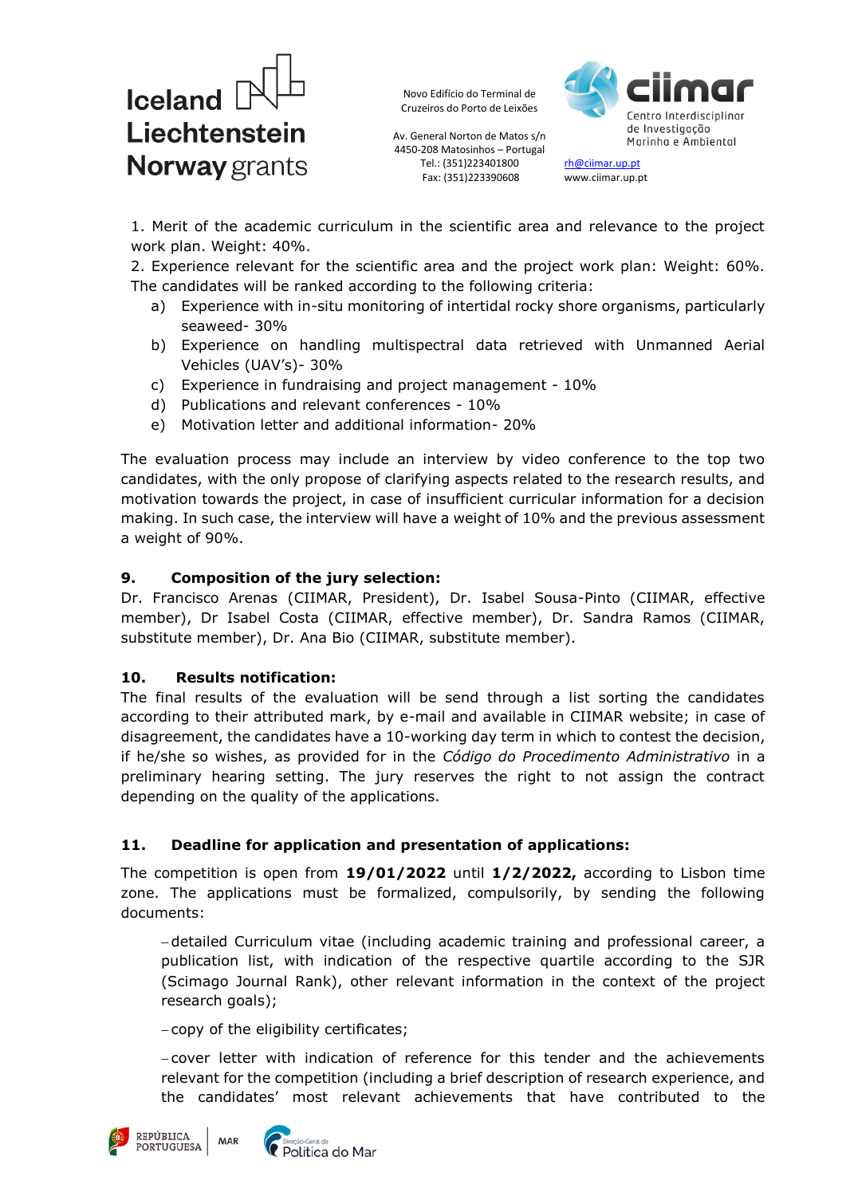1. Merit of the academic curriculum in the scientific area and relevance to the project work plan. Weight: 40%.
2. Experience relevant for the scientific area and the project work plan: Weight: 60%.

The candidates will be ranked according to the following criteria:

a) Experience with in-situ monitoring of intertidal rocky shore organisms, particularly seaweed- 30%
b) Experience on handling multispectral data retrieved with Unmanned Aerial Vehicles (UAV's)- 30%
c) Experience in fundraising and project management - 10%
d) Publications and relevant conferences - 10%
e) Motivation letter and additional information- 20%

The evaluation process may include an interview by video conference to the top two candidates, with the only propose of clarifying aspects related to the research results, and motivation towards the project, in case of insufficient curricular information for a decision making. In such case, the interview will have a weight of 10% and the previous assessment a weight of 90%.

## 9. Composition of the jury selection:

Dr. Francisco Arenas (CIIMAR, President), Dr. Isabel Sousa-Pinto (CIIMAR, effective member), Dr Isabel Costa (CIIMAR, effective member), Dr. Sandra Ramos (CIIMAR, substitute member), Dr. Ana Bio (CIIMAR, substitute member).

## 10. Results notification:

The final results of the evaluation will be send through a list sorting the candidates according to their attributed mark, by e-mail and available in CIIMAR website; in case of disagreement, the candidates have a 10-working day term in which to contest the decision, if he/she so wishes, as provided for in the *Código do Procedimento Administrativo* in a preliminary hearing setting. The jury reserves the right to not assign the contract depending on the quality of the applications.

## 11. Deadline for application and presentation of applications:

The competition is open from **19/01/2022** until **1/2/2022,** according to Lisbon time zone. The applications must be formalized, compulsorily, by sending the following documents:

– detailed Curriculum vitae (including academic training and professional career, a publication list, with indication of the respective quartile according to the SJR (Scimago Journal Rank), other relevant information in the context of the project research goals);

– copy of the eligibility certificates;

– cover letter with indication of reference for this tender and the achievements relevant for the competition (including a brief description of research experience, and the candidates' most relevant achievements that have contributed to the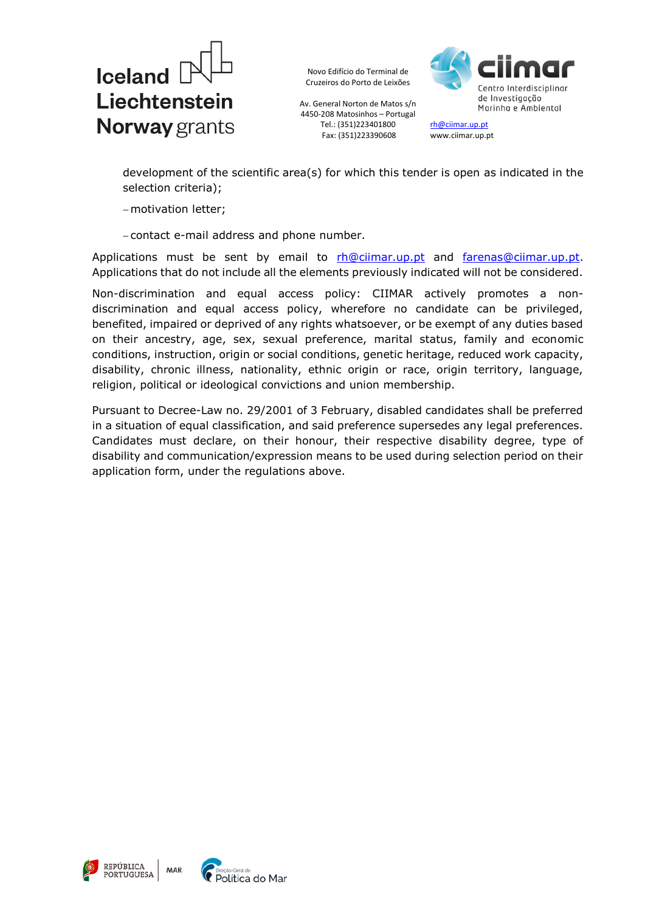development of the scientific area(s) for which this tender is open as indicated in the selection criteria);

– motivation letter;

– contact e-mail address and phone number.

Applications must be sent by email to rh@ciimar.up.pt and farenas@ciimar.up.pt. Applications that do not include all the elements previously indicated will not be considered.

Non-discrimination and equal access policy: CIIMAR actively promotes a non-discrimination and equal access policy, wherefore no candidate can be privileged, benefited, impaired or deprived of any rights whatsoever, or be exempt of any duties based on their ancestry, age, sex, sexual preference, marital status, family and economic conditions, instruction, origin or social conditions, genetic heritage, reduced work capacity, disability, chronic illness, nationality, ethnic origin or race, origin territory, language, religion, political or ideological convictions and union membership.

Pursuant to Decree-Law no. 29/2001 of 3 February, disabled candidates shall be preferred in a situation of equal classification, and said preference supersedes any legal preferences. Candidates must declare, on their honour, their respective disability degree, type of disability and communication/expression means to be used during selection period on their application form, under the regulations above.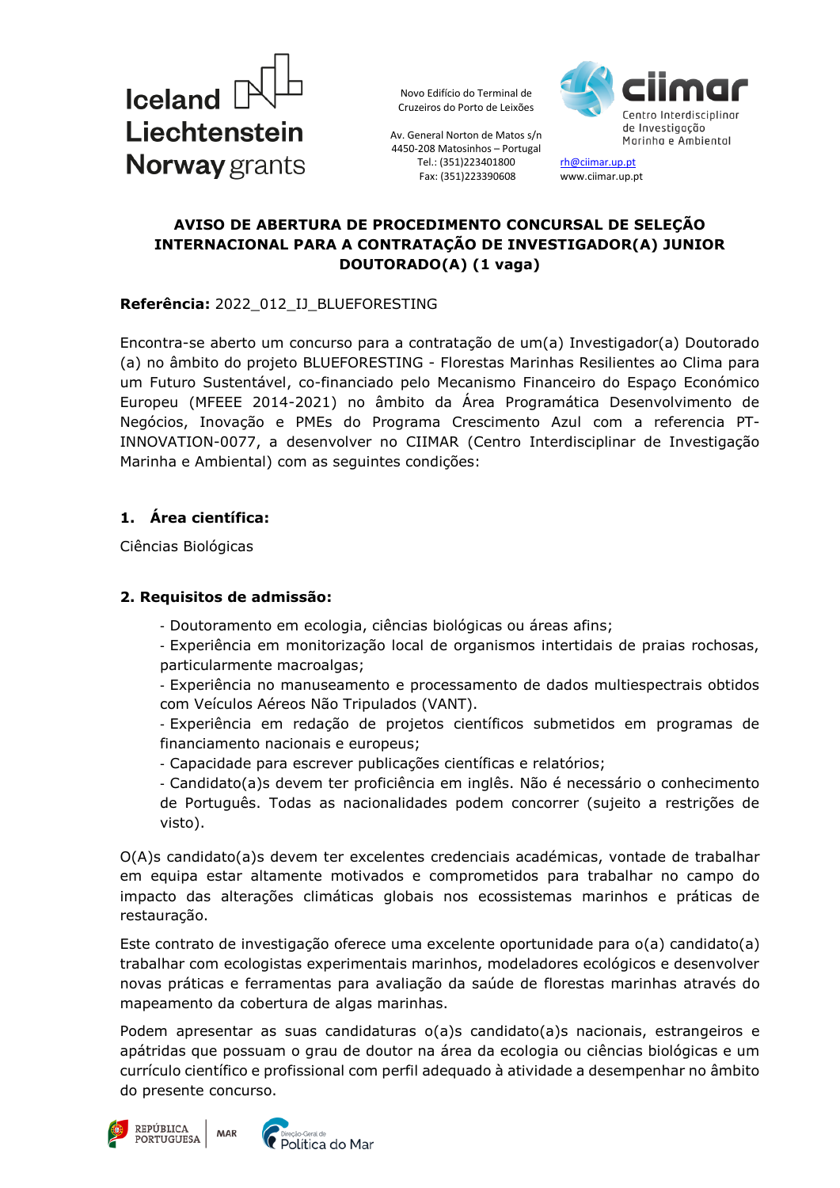**AVISO DE ABERTURA DE PROCEDIMENTO CONCURSAL DE SELEÇÃO INTERNACIONAL PARA A CONTRATAÇÃO DE INVESTIGADOR(A) JUNIOR DOUTORADO(A) (1 vaga)**

**Referência:** 2022_012_IJ_BLUEFORESTING

Encontra-se aberto um concurso para a contratação de um(a) Investigador(a) Doutorado (a) no âmbito do projeto BLUEFORESTING - Florestas Marinhas Resilientes ao Clima para um Futuro Sustentável, co-financiado pelo Mecanismo Financeiro do Espaço Económico Europeu (MFEEE 2014-2021) no âmbito da Área Programática Desenvolvimento de Negócios, Inovação e PMEs do Programa Crescimento Azul com a referencia PT-INNOVATION-0077, a desenvolver no CIIMAR (Centro Interdisciplinar de Investigação Marinha e Ambiental) com as seguintes condições:

## 1. Área científica:

Ciências Biológicas

## 2. Requisitos de admissão:

- Doutoramento em ecologia, ciências biológicas ou áreas afins;
- Experiência em monitorização local de organismos intertidais de praias rochosas, particularmente macroalgas;
- Experiência no manuseamento e processamento de dados multiespectrais obtidos com Veículos Aéreos Não Tripulados (VANT).
- Experiência em redação de projetos científicos submetidos em programas de financiamento nacionais e europeus;
- Capacidade para escrever publicações científicas e relatórios;
- Candidato(a)s devem ter proficiência em inglês. Não é necessário o conhecimento de Português. Todas as nacionalidades podem concorrer (sujeito a restrições de visto).

O(A)s candidato(a)s devem ter excelentes credenciais académicas, vontade de trabalhar em equipa estar altamente motivados e comprometidos para trabalhar no campo do impacto das alterações climáticas globais nos ecossistemas marinhos e práticas de restauração.

Este contrato de investigação oferece uma excelente oportunidade para o(a) candidato(a) trabalhar com ecologistas experimentais marinhos, modeladores ecológicos e desenvolver novas práticas e ferramentas para avaliação da saúde de florestas marinhas através do mapeamento da cobertura de algas marinhas.

Podem apresentar as suas candidaturas o(a)s candidato(a)s nacionais, estrangeiros e apátridas que possuam o grau de doutor na área da ecologia ou ciências biológicas e um currículo científico e profissional com perfil adequado à atividade a desempenhar no âmbito do presente concurso.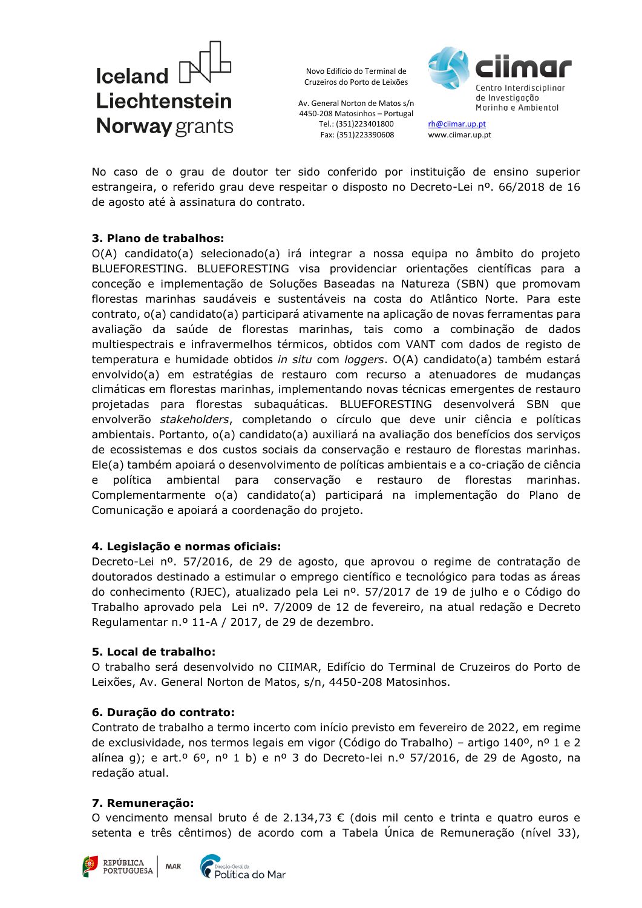No caso de o grau de doutor ter sido conferido por instituição de ensino superior estrangeira, o referido grau deve respeitar o disposto no Decreto-Lei nº. 66/2018 de 16 de agosto até à assinatura do contrato.

**3. Plano de trabalhos:**

O(A) candidato(a) selecionado(a) irá integrar a nossa equipa no âmbito do projeto BLUEFORESTING. BLUEFORESTING visa providenciar orientações científicas para a conceção e implementação de Soluções Baseadas na Natureza (SBN) que promovam florestas marinhas saudáveis e sustentáveis na costa do Atlântico Norte. Para este contrato, o(a) candidato(a) participará ativamente na aplicação de novas ferramentas para avaliação da saúde de florestas marinhas, tais como a combinação de dados multiespectrais e infravermelhos térmicos, obtidos com VANT com dados de registo de temperatura e humidade obtidos *in situ* com *loggers*. O(A) candidato(a) também estará envolvido(a) em estratégias de restauro com recurso a atenuadores de mudanças climáticas em florestas marinhas, implementando novas técnicas emergentes de restauro projetadas para florestas subaquáticas. BLUEFORESTING desenvolverá SBN que envolverão *stakeholders*, completando o círculo que deve unir ciência e políticas ambientais. Portanto, o(a) candidato(a) auxiliará na avaliação dos benefícios dos serviços de ecossistemas e dos custos sociais da conservação e restauro de florestas marinhas. Ele(a) também apoiará o desenvolvimento de políticas ambientais e a co-criação de ciência e política ambiental para conservação e restauro de florestas marinhas. Complementarmente o(a) candidato(a) participará na implementação do Plano de Comunicação e apoiará a coordenação do projeto.

**4. Legislação e normas oficiais:**

Decreto-Lei nº. 57/2016, de 29 de agosto, que aprovou o regime de contratação de doutorados destinado a estimular o emprego científico e tecnológico para todas as áreas do conhecimento (RJEC), atualizado pela Lei nº. 57/2017 de 19 de julho e o Código do Trabalho aprovado pela Lei nº. 7/2009 de 12 de fevereiro, na atual redação e Decreto Regulamentar n.º 11-A / 2017, de 29 de dezembro.

**5. Local de trabalho:**

O trabalho será desenvolvido no CIIMAR, Edifício do Terminal de Cruzeiros do Porto de Leixões, Av. General Norton de Matos, s/n, 4450-208 Matosinhos.

**6. Duração do contrato:**

Contrato de trabalho a termo incerto com início previsto em fevereiro de 2022, em regime de exclusividade, nos termos legais em vigor (Código do Trabalho) – artigo 140º, nº 1 e 2 alínea g); e art.º 6º, nº 1 b) e nº 3 do Decreto-lei n.º 57/2016, de 29 de Agosto, na redação atual.

**7. Remuneração:**

O vencimento mensal bruto é de 2.134,73 € (dois mil cento e trinta e quatro euros e setenta e três cêntimos) de acordo com a Tabela Única de Remuneração (nível 33),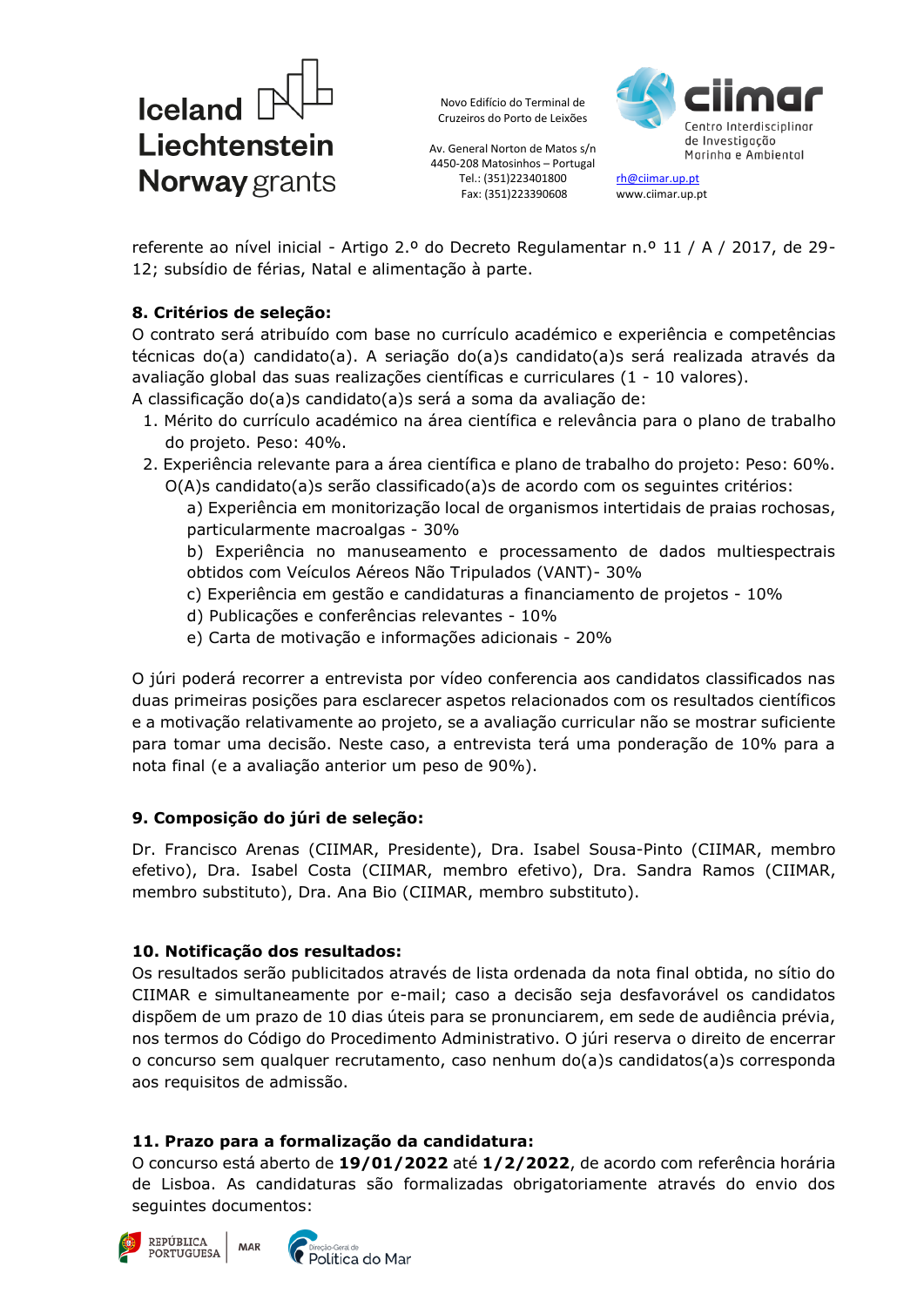referente ao nível inicial - Artigo 2.º do Decreto Regulamentar n.º 11 / A / 2017, de 29-12; subsídio de férias, Natal e alimentação à parte.

**8. Critérios de seleção:**

O contrato será atribuído com base no currículo académico e experiência e competências técnicas do(a) candidato(a). A seriação do(a)s candidato(a)s será realizada através da avaliação global das suas realizações científicas e curriculares (1 - 10 valores).

A classificação do(a)s candidato(a)s será a soma da avaliação de:

1. Mérito do currículo académico na área científica e relevância para o plano de trabalho do projeto. Peso: 40%.
2. Experiência relevante para a área científica e plano de trabalho do projeto: Peso: 60%. O(A)s candidato(a)s serão classificado(a)s de acordo com os seguintes critérios:
   a) Experiência em monitorização local de organismos intertidais de praias rochosas, particularmente macroalgas - 30%
   b) Experiência no manuseamento e processamento de dados multiespectrais obtidos com Veículos Aéreos Não Tripulados (VANT)- 30%
   c) Experiência em gestão e candidaturas a financiamento de projetos - 10%
   d) Publicações e conferências relevantes - 10%
   e) Carta de motivação e informações adicionais - 20%

O júri poderá recorrer a entrevista por vídeo conferencia aos candidatos classificados nas duas primeiras posições para esclarecer aspetos relacionados com os resultados científicos e a motivação relativamente ao projeto, se a avaliação curricular não se mostrar suficiente para tomar uma decisão. Neste caso, a entrevista terá uma ponderação de 10% para a nota final (e a avaliação anterior um peso de 90%).

**9. Composição do júri de seleção:**

Dr. Francisco Arenas (CIIMAR, Presidente), Dra. Isabel Sousa-Pinto (CIIMAR, membro efetivo), Dra. Isabel Costa (CIIMAR, membro efetivo), Dra. Sandra Ramos (CIIMAR, membro substituto), Dra. Ana Bio (CIIMAR, membro substituto).

**10. Notificação dos resultados:**

Os resultados serão publicitados através de lista ordenada da nota final obtida, no sítio do CIIMAR e simultaneamente por e-mail; caso a decisão seja desfavorável os candidatos dispõem de um prazo de 10 dias úteis para se pronunciarem, em sede de audiência prévia, nos termos do Código do Procedimento Administrativo. O júri reserva o direito de encerrar o concurso sem qualquer recrutamento, caso nenhum do(a)s candidatos(a)s corresponda aos requisitos de admissão.

**11. Prazo para a formalização da candidatura:**

O concurso está aberto de **19/01/2022** até **1/2/2022**, de acordo com referência horária de Lisboa. As candidaturas são formalizadas obrigatoriamente através do envio dos seguintes documentos: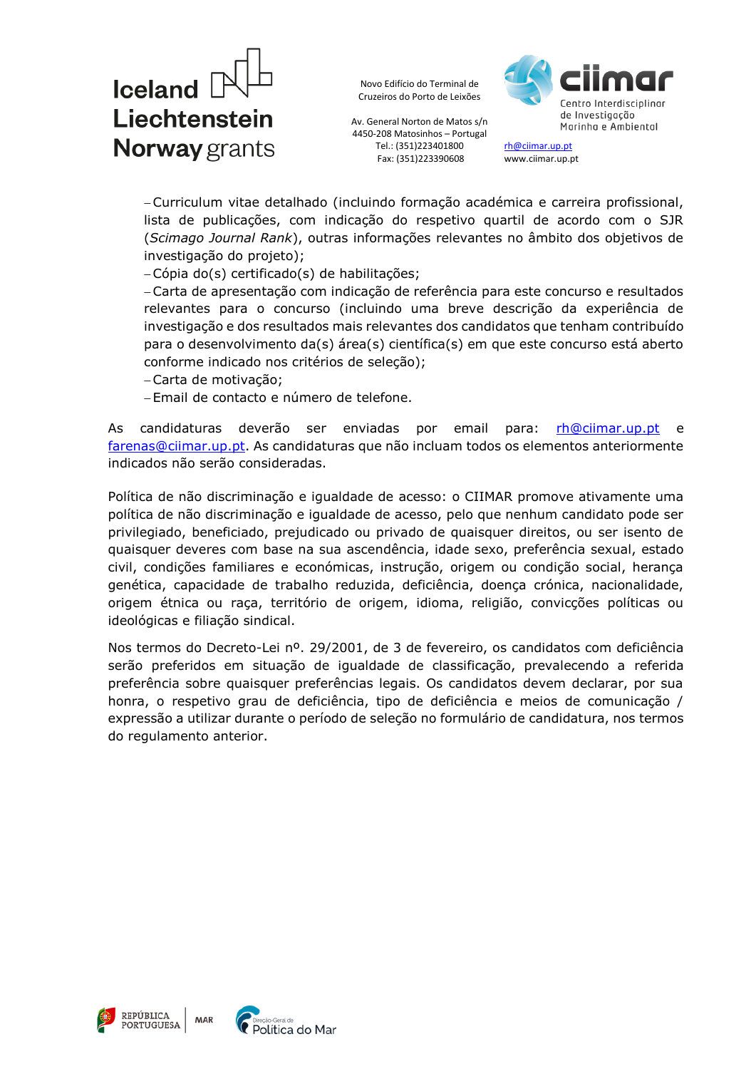– Curriculum vitae detalhado (incluindo formação académica e carreira profissional, lista de publicações, com indicação do respetivo quartil de acordo com o SJR (*Scimago Journal Rank*), outras informações relevantes no âmbito dos objetivos de investigação do projeto);
– Cópia do(s) certificado(s) de habilitações;
– Carta de apresentação com indicação de referência para este concurso e resultados relevantes para o concurso (incluindo uma breve descrição da experiência de investigação e dos resultados mais relevantes dos candidatos que tenham contribuído para o desenvolvimento da(s) área(s) científica(s) em que este concurso está aberto conforme indicado nos critérios de seleção);
– Carta de motivação;
– Email de contacto e número de telefone.

As candidaturas deverão ser enviadas por email para: rh@ciimar.up.pt e farenas@ciimar.up.pt. As candidaturas que não incluam todos os elementos anteriormente indicados não serão consideradas.

Política de não discriminação e igualdade de acesso: o CIIMAR promove ativamente uma política de não discriminação e igualdade de acesso, pelo que nenhum candidato pode ser privilegiado, beneficiado, prejudicado ou privado de quaisquer direitos, ou ser isento de quaisquer deveres com base na sua ascendência, idade sexo, preferência sexual, estado civil, condições familiares e económicas, instrução, origem ou condição social, herança genética, capacidade de trabalho reduzida, deficiência, doença crónica, nacionalidade, origem étnica ou raça, território de origem, idioma, religião, convicções políticas ou ideológicas e filiação sindical.

Nos termos do Decreto-Lei nº. 29/2001, de 3 de fevereiro, os candidatos com deficiência serão preferidos em situação de igualdade de classificação, prevalecendo a referida preferência sobre quaisquer preferências legais. Os candidatos devem declarar, por sua honra, o respetivo grau de deficiência, tipo de deficiência e meios de comunicação / expressão a utilizar durante o período de seleção no formulário de candidatura, nos termos do regulamento anterior.